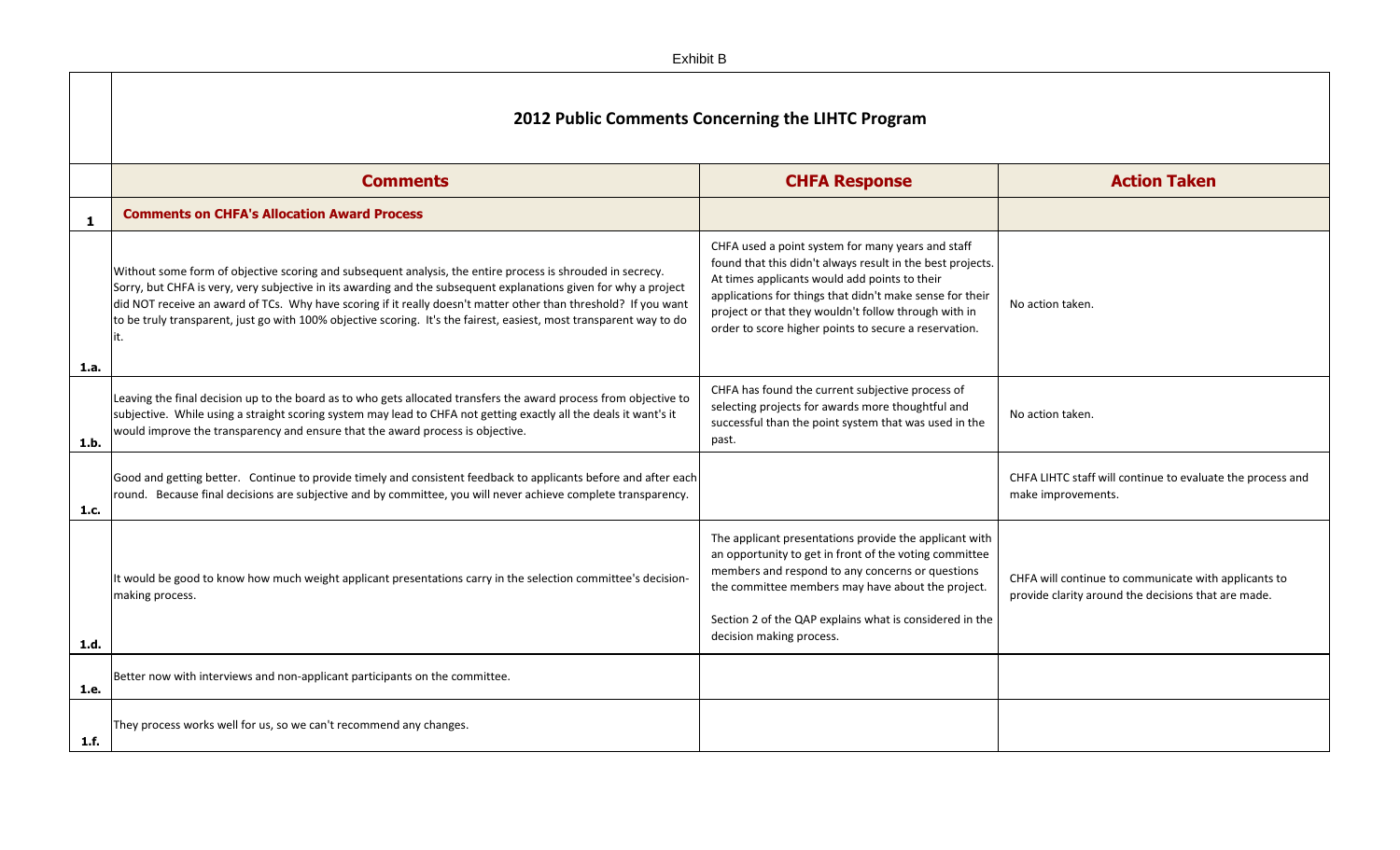Exhibit B

# 2012 Public Comments Concerning the LIHTC Program

| | Comments | CHFA Response | Action Taken |
|---|---|---|---|
| **1** | **Comments on CHFA's Allocation Award Process** | | |
| **1.a.** | Without some form of objective scoring and subsequent analysis, the entire process is shrouded in secrecy. Sorry, but CHFA is very, very subjective in its awarding and the subsequent explanations given for why a project did NOT receive an award of TCs. Why have scoring if it really doesn't matter other than threshold? If you want to be truly transparent, just go with 100% objective scoring. It's the fairest, easiest, most transparent way to do it. | CHFA used a point system for many years and staff found that this didn't always result in the best projects. At times applicants would add points to their applications for things that didn't make sense for their project or that they wouldn't follow through with in order to score higher points to secure a reservation. | No action taken. |
| **1.b.** | Leaving the final decision up to the board as to who gets allocated transfers the award process from objective to subjective. While using a straight scoring system may lead to CHFA not getting exactly all the deals it want's it would improve the transparency and ensure that the award process is objective. | CHFA has found the current subjective process of selecting projects for awards more thoughtful and successful than the point system that was used in the past. | No action taken. |
| **1.c.** | Good and getting better. Continue to provide timely and consistent feedback to applicants before and after each round. Because final decisions are subjective and by committee, you will never achieve complete transparency. | | CHFA LIHTC staff will continue to evaluate the process and make improvements. |
| **1.d.** | It would be good to know how much weight applicant presentations carry in the selection committee's decision-making process. | The applicant presentations provide the applicant with an opportunity to get in front of the voting committee members and respond to any concerns or questions the committee members may have about the project.<br><br>Section 2 of the QAP explains what is considered in the decision making process. | CHFA will continue to communicate with applicants to provide clarity around the decisions that are made. |
| **1.e.** | Better now with interviews and non-applicant participants on the committee. | | |
| **1.f.** | They process works well for us, so we can't recommend any changes. | | |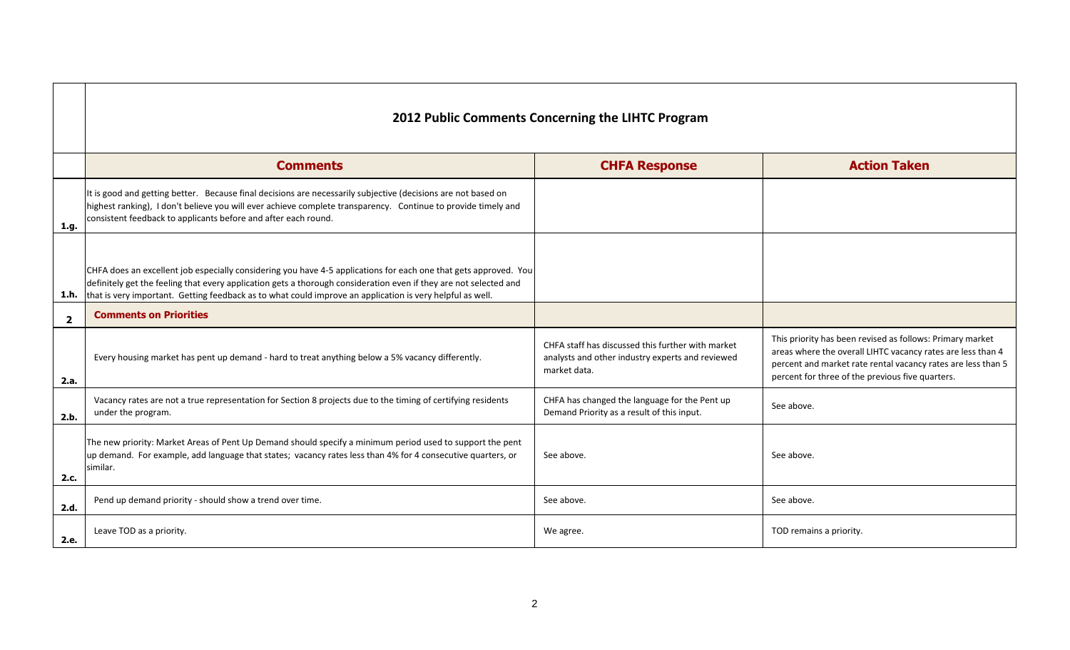## 2012 Public Comments Concerning the LIHTC Program

| | Comments | CHFA Response | Action Taken |
|---|---|---|---|
| 1.g. | It is good and getting better. Because final decisions are necessarily subjective (decisions are not based on highest ranking), I don't believe you will ever achieve complete transparency. Continue to provide timely and consistent feedback to applicants before and after each round. | | |
| 1.h. | CHFA does an excellent job especially considering you have 4-5 applications for each one that gets approved. You definitely get the feeling that every application gets a thorough consideration even if they are not selected and that is very important. Getting feedback as to what could improve an application is very helpful as well. | | |
| **2** | **Comments on Priorities** | | |
| 2.a. | Every housing market has pent up demand - hard to treat anything below a 5% vacancy differently. | CHFA staff has discussed this further with market analysts and other industry experts and reviewed market data. | This priority has been revised as follows: Primary market areas where the overall LIHTC vacancy rates are less than 4 percent and market rate rental vacancy rates are less than 5 percent for three of the previous five quarters. |
| 2.b. | Vacancy rates are not a true representation for Section 8 projects due to the timing of certifying residents under the program. | CHFA has changed the language for the Pent up Demand Priority as a result of this input. | See above. |
| 2.c. | The new priority: Market Areas of Pent Up Demand should specify a minimum period used to support the pent up demand. For example, add language that states; vacancy rates less than 4% for 4 consecutive quarters, or similar. | See above. | See above. |
| 2.d. | Pend up demand priority - should show a trend over time. | See above. | See above. |
| 2.e. | Leave TOD as a priority. | We agree. | TOD remains a priority. |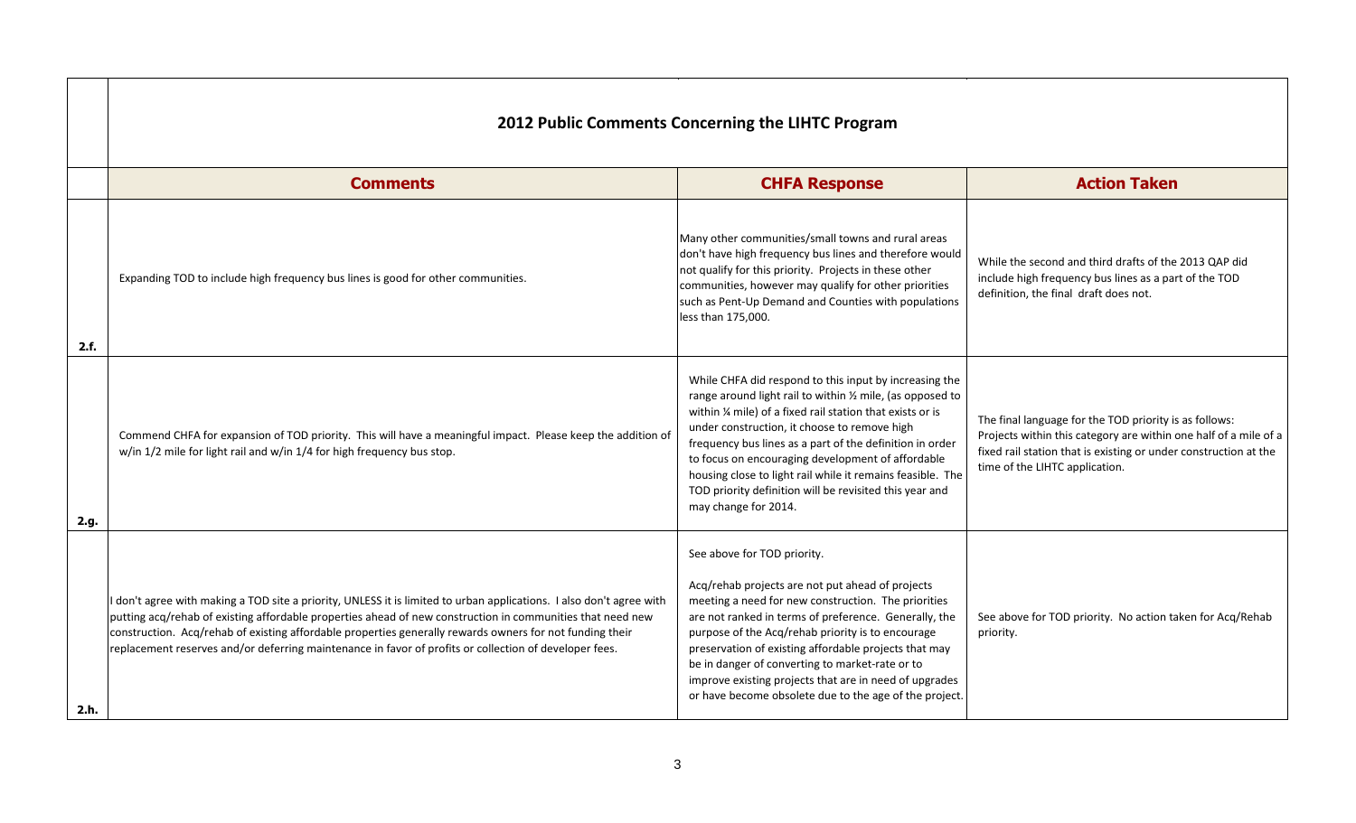| | 2012 Public Comments Concerning the LIHTC Program | | |
|---|---|---|---|
| | **Comments** | **CHFA Response** | **Action Taken** |
| 2.f. | Expanding TOD to include high frequency bus lines is good for other communities. | Many other communities/small towns and rural areas don't have high frequency bus lines and therefore would not qualify for this priority. Projects in these other communities, however may qualify for other priorities such as Pent-Up Demand and Counties with populations less than 175,000. | While the second and third drafts of the 2013 QAP did include high frequency bus lines as a part of the TOD definition, the final draft does not. |
| 2.g. | Commend CHFA for expansion of TOD priority. This will have a meaningful impact. Please keep the addition of w/in 1/2 mile for light rail and w/in 1/4 for high frequency bus stop. | While CHFA did respond to this input by increasing the range around light rail to within ½ mile, (as opposed to within ¼ mile) of a fixed rail station that exists or is under construction, it choose to remove high frequency bus lines as a part of the definition in order to focus on encouraging development of affordable housing close to light rail while it remains feasible. The TOD priority definition will be revisited this year and may change for 2014. | The final language for the TOD priority is as follows: Projects within this category are within one half of a mile of a fixed rail station that is existing or under construction at the time of the LIHTC application. |
| 2.h. | I don't agree with making a TOD site a priority, UNLESS it is limited to urban applications. I also don't agree with putting acq/rehab of existing affordable properties ahead of new construction in communities that need new construction. Acq/rehab of existing affordable properties generally rewards owners for not funding their replacement reserves and/or deferring maintenance in favor of profits or collection of developer fees. | See above for TOD priority.<br><br>Acq/rehab projects are not put ahead of projects meeting a need for new construction. The priorities are not ranked in terms of preference. Generally, the purpose of the Acq/rehab priority is to encourage preservation of existing affordable projects that may be in danger of converting to market-rate or to improve existing projects that are in need of upgrades or have become obsolete due to the age of the project. | See above for TOD priority. No action taken for Acq/Rehab priority. |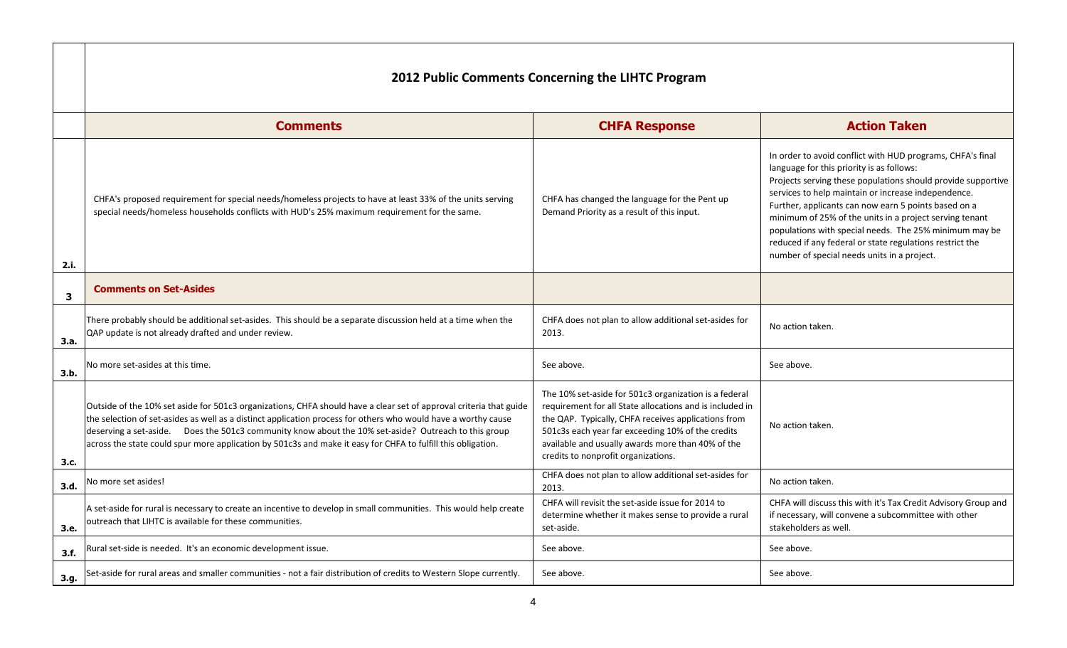## 2012 Public Comments Concerning the LIHTC Program

| | Comments | CHFA Response | Action Taken |
|---|---|---|---|
| 2.i. | CHFA's proposed requirement for special needs/homeless projects to have at least 33% of the units serving special needs/homeless households conflicts with HUD's 25% maximum requirement for the same. | CHFA has changed the language for the Pent up Demand Priority as a result of this input. | In order to avoid conflict with HUD programs, CHFA's final language for this priority is as follows: Projects serving these populations should provide supportive services to help maintain or increase independence. Further, applicants can now earn 5 points based on a minimum of 25% of the units in a project serving tenant populations with special needs. The 25% minimum may be reduced if any federal or state regulations restrict the number of special needs units in a project. |
| **3** | **Comments on Set-Asides** | | |
| 3.a. | There probably should be additional set-asides. This should be a separate discussion held at a time when the QAP update is not already drafted and under review. | CHFA does not plan to allow additional set-asides for 2013. | No action taken. |
| 3.b. | No more set-asides at this time. | See above. | See above. |
| 3.c. | Outside of the 10% set aside for 501c3 organizations, CHFA should have a clear set of approval criteria that guide the selection of set-asides as well as a distinct application process for others who would have a worthy cause deserving a set-aside. Does the 501c3 community know about the 10% set-aside? Outreach to this group across the state could spur more application by 501c3s and make it easy for CHFA to fulfill this obligation. | The 10% set-aside for 501c3 organization is a federal requirement for all State allocations and is included in the QAP. Typically, CHFA receives applications from 501c3s each year far exceeding 10% of the credits available and usually awards more than 40% of the credits to nonprofit organizations. | No action taken. |
| 3.d. | No more set asides! | CHFA does not plan to allow additional set-asides for 2013. | No action taken. |
| 3.e. | A set-aside for rural is necessary to create an incentive to develop in small communities. This would help create outreach that LIHTC is available for these communities. | CHFA will revisit the set-aside issue for 2014 to determine whether it makes sense to provide a rural set-aside. | CHFA will discuss this with it's Tax Credit Advisory Group and if necessary, will convene a subcommittee with other stakeholders as well. |
| 3.f. | Rural set-side is needed. It's an economic development issue. | See above. | See above. |
| 3.g. | Set-aside for rural areas and smaller communities - not a fair distribution of credits to Western Slope currently. | See above. | See above. |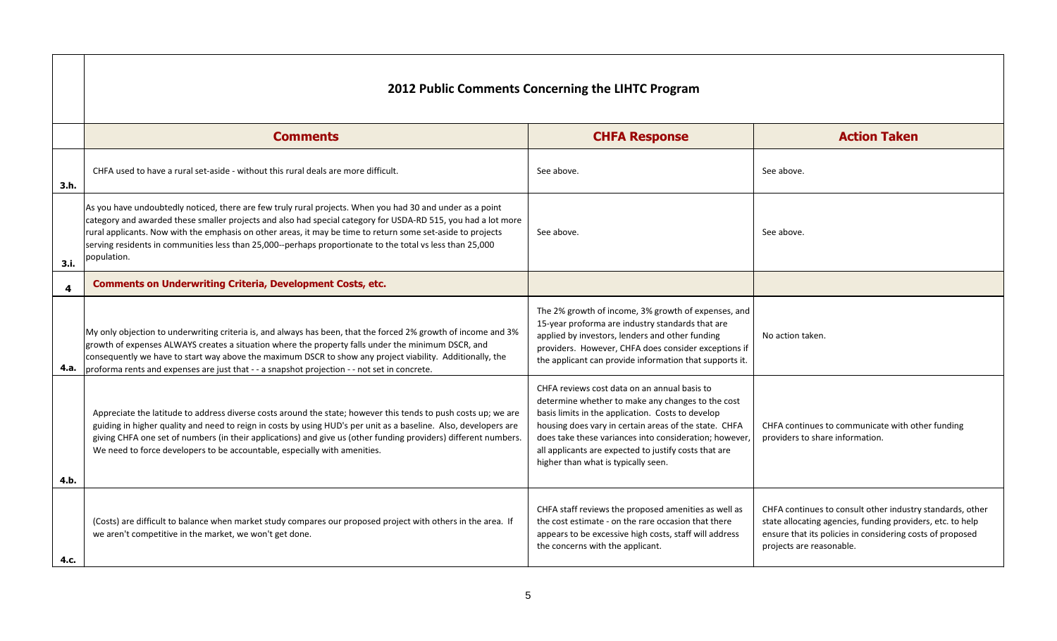## 2012 Public Comments Concerning the LIHTC Program

| | Comments | CHFA Response | Action Taken |
|---|---|---|---|
| 3.h. | CHFA used to have a rural set-aside - without this rural deals are more difficult. | See above. | See above. |
| 3.i. | As you have undoubtedly noticed, there are few truly rural projects. When you had 30 and under as a point category and awarded these smaller projects and also had special category for USDA-RD 515, you had a lot more rural applicants. Now with the emphasis on other areas, it may be time to return some set-aside to projects serving residents in communities less than 25,000--perhaps proportionate to the total vs less than 25,000 population. | See above. | See above. |
| **4** | **Comments on Underwriting Criteria, Development Costs, etc.** | | |
| 4.a. | My only objection to underwriting criteria is, and always has been, that the forced 2% growth of income and 3% growth of expenses ALWAYS creates a situation where the property falls under the minimum DSCR, and consequently we have to start way above the maximum DSCR to show any project viability. Additionally, the proforma rents and expenses are just that - - a snapshot projection - - not set in concrete. | The 2% growth of income, 3% growth of expenses, and 15-year proforma are industry standards that are applied by investors, lenders and other funding providers. However, CHFA does consider exceptions if the applicant can provide information that supports it. | No action taken. |
| 4.b. | Appreciate the latitude to address diverse costs around the state; however this tends to push costs up; we are guiding in higher quality and need to reign in costs by using HUD's per unit as a baseline. Also, developers are giving CHFA one set of numbers (in their applications) and give us (other funding providers) different numbers. We need to force developers to be accountable, especially with amenities. | CHFA reviews cost data on an annual basis to determine whether to make any changes to the cost basis limits in the application. Costs to develop housing does vary in certain areas of the state. CHFA does take these variances into consideration; however, all applicants are expected to justify costs that are higher than what is typically seen. | CHFA continues to communicate with other funding providers to share information. |
| 4.c. | (Costs) are difficult to balance when market study compares our proposed project with others in the area. If we aren't competitive in the market, we won't get done. | CHFA staff reviews the proposed amenities as well as the cost estimate - on the rare occasion that there appears to be excessive high costs, staff will address the concerns with the applicant. | CHFA continues to consult other industry standards, other state allocating agencies, funding providers, etc. to help ensure that its policies in considering costs of proposed projects are reasonable. |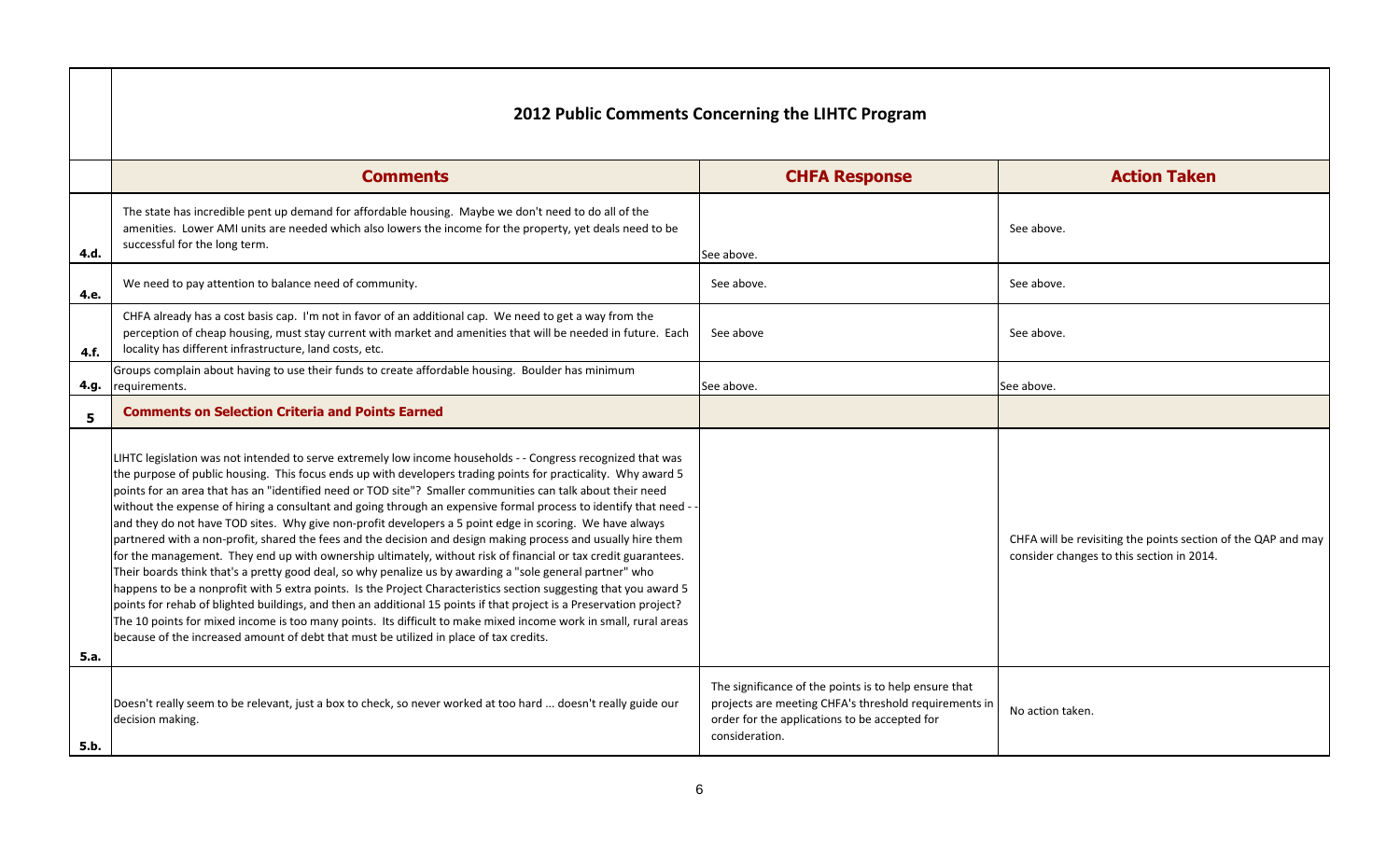## 2012 Public Comments Concerning the LIHTC Program

| | Comments | CHFA Response | Action Taken |
|---|---|---|---|
| 4.d. | The state has incredible pent up demand for affordable housing. Maybe we don't need to do all of the amenities. Lower AMI units are needed which also lowers the income for the property, yet deals need to be successful for the long term. | See above. | See above. |
| 4.e. | We need to pay attention to balance need of community. | See above. | See above. |
| 4.f. | CHFA already has a cost basis cap. I'm not in favor of an additional cap. We need to get a way from the perception of cheap housing, must stay current with market and amenities that will be needed in future. Each locality has different infrastructure, land costs, etc. | See above | See above. |
| 4.g. | Groups complain about having to use their funds to create affordable housing. Boulder has minimum requirements. | See above. | See above. |
| **5** | **Comments on Selection Criteria and Points Earned** | | |
| 5.a. | LIHTC legislation was not intended to serve extremely low income households - - Congress recognized that was the purpose of public housing. This focus ends up with developers trading points for practicality. Why award 5 points for an area that has an "identified need or TOD site"? Smaller communities can talk about their need without the expense of hiring a consultant and going through an expensive formal process to identify that need - - and they do not have TOD sites. Why give non-profit developers a 5 point edge in scoring. We have always partnered with a non-profit, shared the fees and the decision and design making process and usually hire them for the management. They end up with ownership ultimately, without risk of financial or tax credit guarantees. Their boards think that's a pretty good deal, so why penalize us by awarding a "sole general partner" who happens to be a nonprofit with 5 extra points. Is the Project Characteristics section suggesting that you award 5 points for rehab of blighted buildings, and then an additional 15 points if that project is a Preservation project? The 10 points for mixed income is too many points. Its difficult to make mixed income work in small, rural areas because of the increased amount of debt that must be utilized in place of tax credits. | | CHFA will be revisiting the points section of the QAP and may consider changes to this section in 2014. |
| 5.b. | Doesn't really seem to be relevant, just a box to check, so never worked at too hard ... doesn't really guide our decision making. | The significance of the points is to help ensure that projects are meeting CHFA's threshold requirements in order for the applications to be accepted for consideration. | No action taken. |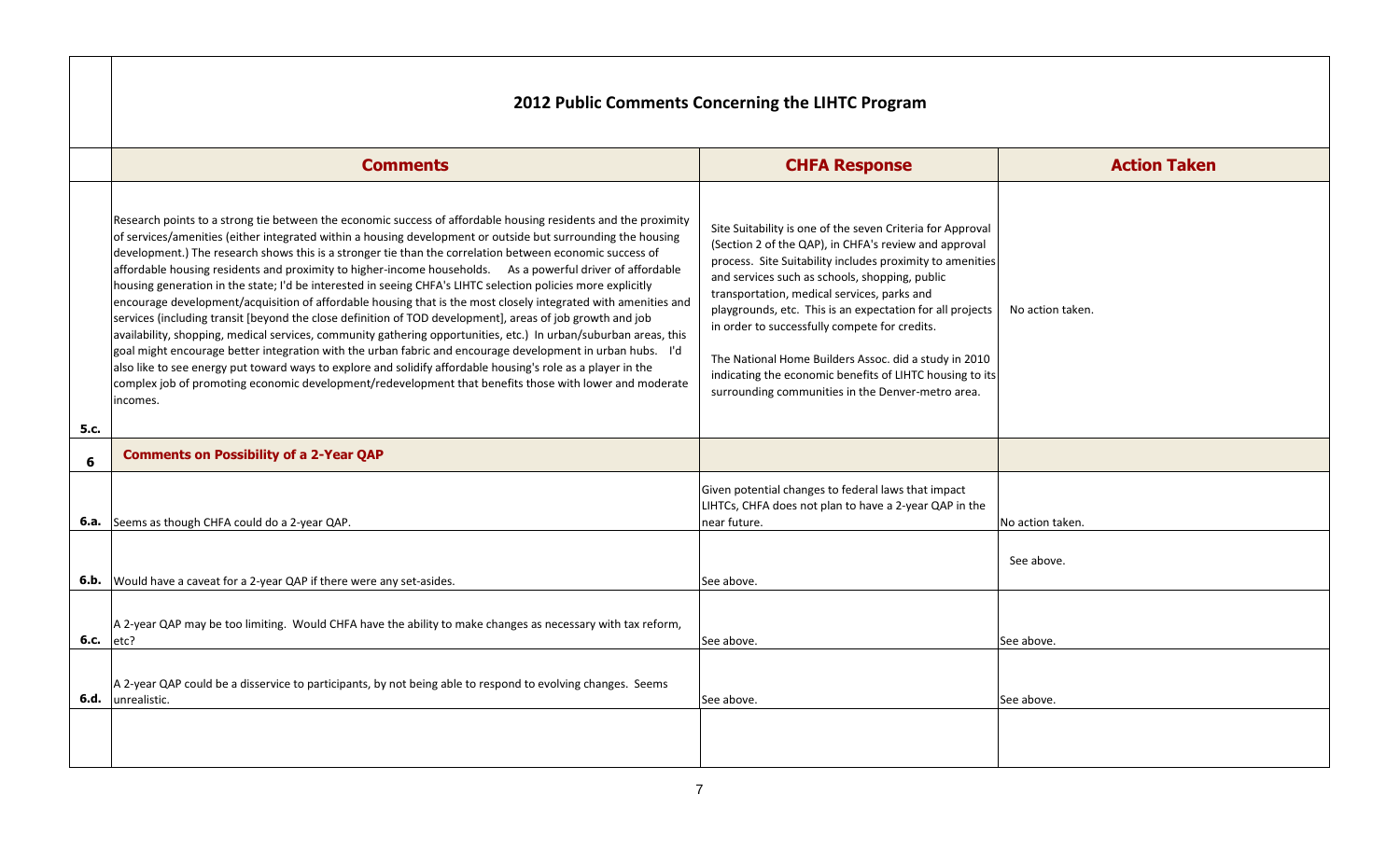## 2012 Public Comments Concerning the LIHTC Program

| | Comments | CHFA Response | Action Taken |
|---|---|---|---|
| 5.c. | Research points to a strong tie between the economic success of affordable housing residents and the proximity of services/amenities (either integrated within a housing development or outside but surrounding the housing development.) The research shows this is a stronger tie than the correlation between economic success of affordable housing residents and proximity to higher-income households. As a powerful driver of affordable housing generation in the state; I'd be interested in seeing CHFA's LIHTC selection policies more explicitly encourage development/acquisition of affordable housing that is the most closely integrated with amenities and services (including transit [beyond the close definition of TOD development], areas of job growth and job availability, shopping, medical services, community gathering opportunities, etc.) In urban/suburban areas, this goal might encourage better integration with the urban fabric and encourage development in urban hubs. I'd also like to see energy put toward ways to explore and solidify affordable housing's role as a player in the complex job of promoting economic development/redevelopment that benefits those with lower and moderate incomes. | Site Suitability is one of the seven Criteria for Approval (Section 2 of the QAP), in CHFA's review and approval process. Site Suitability includes proximity to amenities and services such as schools, shopping, public transportation, medical services, parks and playgrounds, etc. This is an expectation for all projects in order to successfully compete for credits. The National Home Builders Assoc. did a study in 2010 indicating the economic benefits of LIHTC housing to its surrounding communities in the Denver-metro area. | No action taken. |
| **6** | **Comments on Possibility of a 2-Year QAP** | | |
| 6.a. | Seems as though CHFA could do a 2-year QAP. | Given potential changes to federal laws that impact LIHTCs, CHFA does not plan to have a 2-year QAP in the near future. | No action taken. |
| 6.b. | Would have a caveat for a 2-year QAP if there were any set-asides. | See above. | See above. |
| 6.c. | A 2-year QAP may be too limiting. Would CHFA have the ability to make changes as necessary with tax reform, etc? | See above. | See above. |
| 6.d. | A 2-year QAP could be a disservice to participants, by not being able to respond to evolving changes. Seems unrealistic. | See above. | See above. |
| | | | |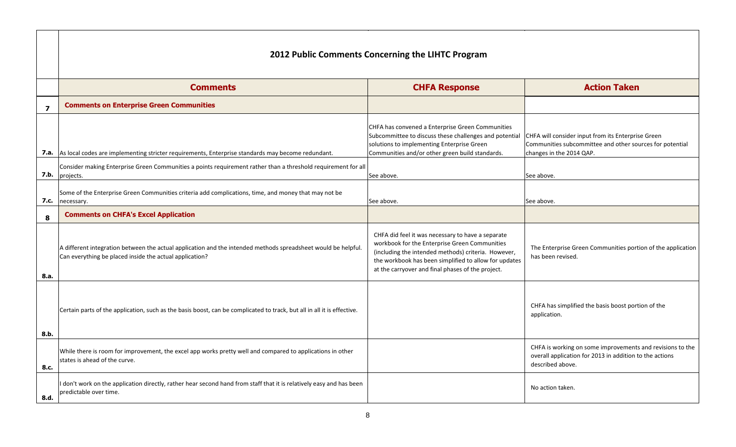## 2012 Public Comments Concerning the LIHTC Program

| | Comments | CHFA Response | Action Taken |
|---|---|---|---|
| **7** | **Comments on Enterprise Green Communities** | | |
| **7.a.** | As local codes are implementing stricter requirements, Enterprise standards may become redundant. | CHFA has convened a Enterprise Green Communities Subcommittee to discuss these challenges and potential solutions to implementing Enterprise Green Communities and/or other green build standards. | CHFA will consider input from its Enterprise Green Communities subcommittee and other sources for potential changes in the 2014 QAP. |
| **7.b.** | Consider making Enterprise Green Communities a points requirement rather than a threshold requirement for all projects. | See above. | See above. |
| **7.c.** | Some of the Enterprise Green Communities criteria add complications, time, and money that may not be necessary. | See above. | See above. |
| **8** | **Comments on CHFA's Excel Application** | | |
| **8.a.** | A different integration between the actual application and the intended methods spreadsheet would be helpful. Can everything be placed inside the actual application? | CHFA did feel it was necessary to have a separate workbook for the Enterprise Green Communities (including the intended methods) criteria. However, the workbook has been simplified to allow for updates at the carryover and final phases of the project. | The Enterprise Green Communities portion of the application has been revised. |
| **8.b.** | Certain parts of the application, such as the basis boost, can be complicated to track, but all in all it is effective. | | CHFA has simplified the basis boost portion of the application. |
| **8.c.** | While there is room for improvement, the excel app works pretty well and compared to applications in other states is ahead of the curve. | | CHFA is working on some improvements and revisions to the overall application for 2013 in addition to the actions described above. |
| **8.d.** | I don't work on the application directly, rather hear second hand from staff that it is relatively easy and has been predictable over time. | | No action taken. |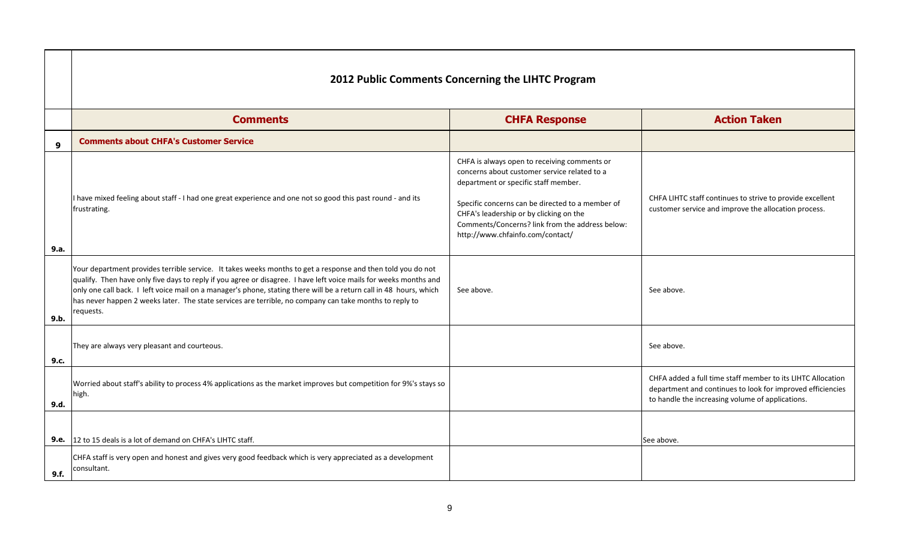| | 2012 Public Comments Concerning the LIHTC Program | | |
|---|---|---|---|
| | **Comments** | **CHFA Response** | **Action Taken** |
| **9** | **Comments about CHFA's Customer Service** | | |
| **9.a.** | I have mixed feeling about staff - I had one great experience and one not so good this past round - and its frustrating. | CHFA is always open to receiving comments or concerns about customer service related to a department or specific staff member.<br><br>Specific concerns can be directed to a member of CHFA's leadership or by clicking on the Comments/Concerns? link from the address below: http://www.chfainfo.com/contact/ | CHFA LIHTC staff continues to strive to provide excellent customer service and improve the allocation process. |
| **9.b.** | Your department provides terrible service. It takes weeks months to get a response and then told you do not qualify. Then have only five days to reply if you agree or disagree. I have left voice mails for weeks months and only one call back. I left voice mail on a manager's phone, stating there will be a return call in 48 hours, which has never happen 2 weeks later. The state services are terrible, no company can take months to reply to requests. | See above. | See above. |
| **9.c.** | They are always very pleasant and courteous. | | See above. |
| **9.d.** | Worried about staff's ability to process 4% applications as the market improves but competition for 9%'s stays so high. | | CHFA added a full time staff member to its LIHTC Allocation department and continues to look for improved efficiencies to handle the increasing volume of applications. |
| **9.e.** | 12 to 15 deals is a lot of demand on CHFA's LIHTC staff. | | See above. |
| **9.f.** | CHFA staff is very open and honest and gives very good feedback which is very appreciated as a development consultant. | | |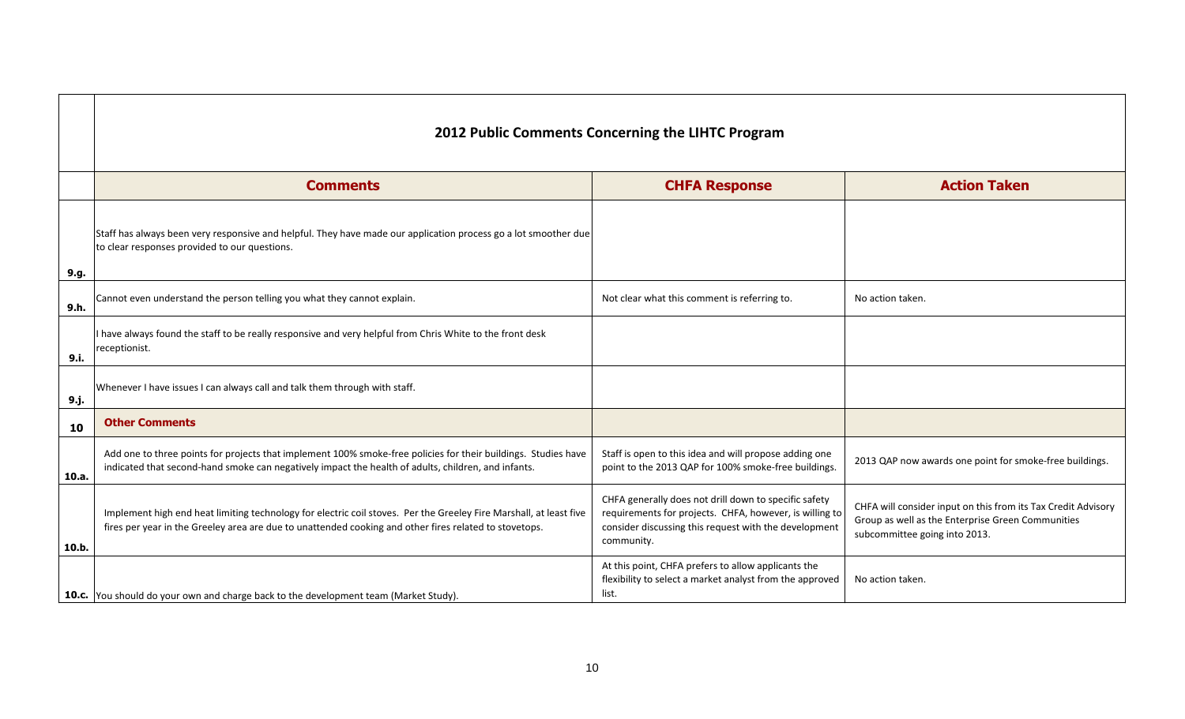## 2012 Public Comments Concerning the LIHTC Program

| | Comments | CHFA Response | Action Taken |
|---|---|---|---|
| 9.g. | Staff has always been very responsive and helpful. They have made our application process go a lot smoother due to clear responses provided to our questions. | | |
| 9.h. | Cannot even understand the person telling you what they cannot explain. | Not clear what this comment is referring to. | No action taken. |
| 9.i. | I have always found the staff to be really responsive and very helpful from Chris White to the front desk receptionist. | | |
| 9.j. | Whenever I have issues I can always call and talk them through with staff. | | |
| **10** | **Other Comments** | | |
| 10.a. | Add one to three points for projects that implement 100% smoke-free policies for their buildings. Studies have indicated that second-hand smoke can negatively impact the health of adults, children, and infants. | Staff is open to this idea and will propose adding one point to the 2013 QAP for 100% smoke-free buildings. | 2013 QAP now awards one point for smoke-free buildings. |
| 10.b. | Implement high end heat limiting technology for electric coil stoves. Per the Greeley Fire Marshall, at least five fires per year in the Greeley area are due to unattended cooking and other fires related to stovetops. | CHFA generally does not drill down to specific safety requirements for projects. CHFA, however, is willing to consider discussing this request with the development community. | CHFA will consider input on this from its Tax Credit Advisory Group as well as the Enterprise Green Communities subcommittee going into 2013. |
| 10.c. | You should do your own and charge back to the development team (Market Study). | At this point, CHFA prefers to allow applicants the flexibility to select a market analyst from the approved list. | No action taken. |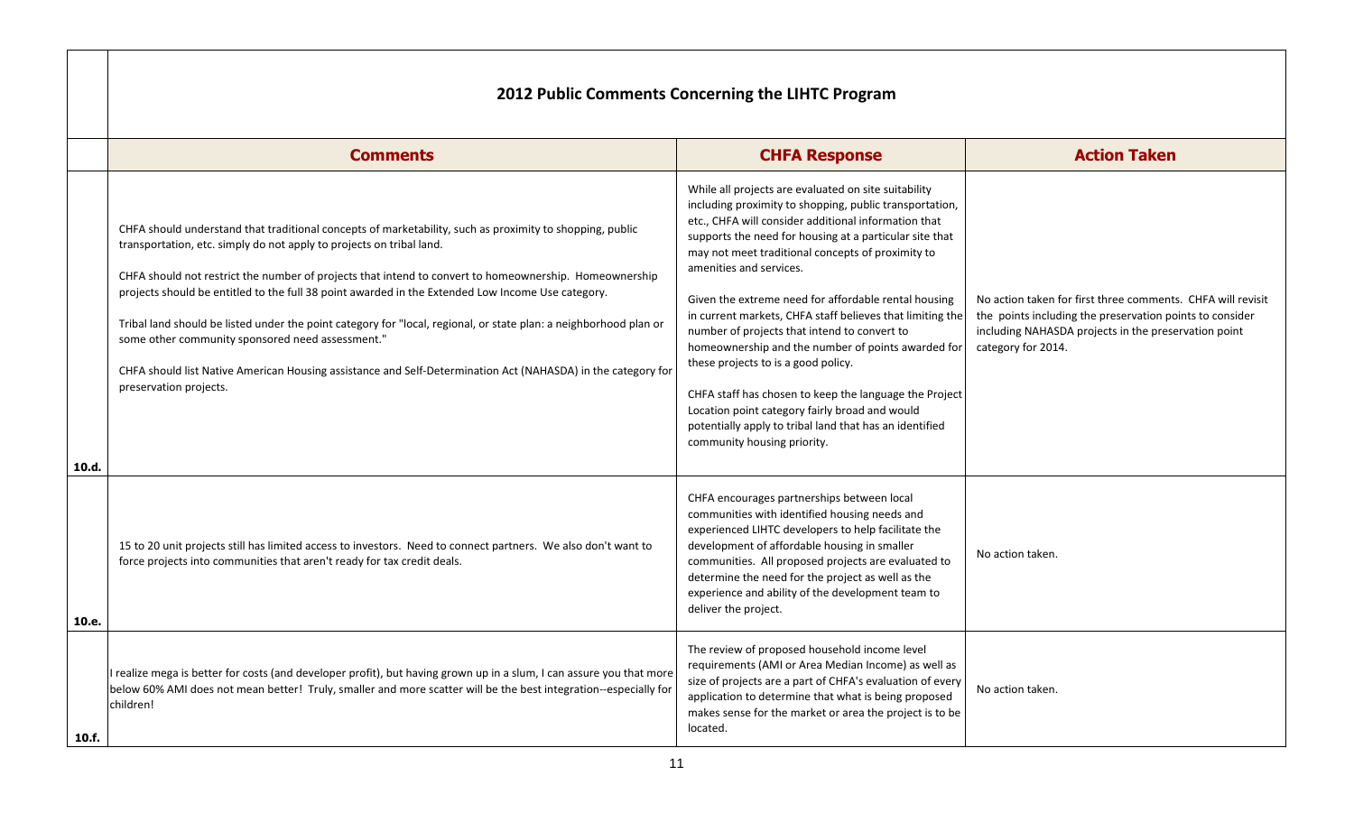## 2012 Public Comments Concerning the LIHTC Program

| | Comments | CHFA Response | Action Taken |
|---|---|---|---|
| 10.d. | CHFA should understand that traditional concepts of marketability, such as proximity to shopping, public transportation, etc. simply do not apply to projects on tribal land.<br><br>CHFA should not restrict the number of projects that intend to convert to homeownership. Homeownership projects should be entitled to the full 38 point awarded in the Extended Low Income Use category.<br><br>Tribal land should be listed under the point category for "local, regional, or state plan: a neighborhood plan or some other community sponsored need assessment."<br><br>CHFA should list Native American Housing assistance and Self-Determination Act (NAHASDA) in the category for preservation projects. | While all projects are evaluated on site suitability including proximity to shopping, public transportation, etc., CHFA will consider additional information that supports the need for housing at a particular site that may not meet traditional concepts of proximity to amenities and services.<br><br>Given the extreme need for affordable rental housing in current markets, CHFA staff believes that limiting the number of projects that intend to convert to homeownership and the number of points awarded for these projects to is a good policy.<br><br>CHFA staff has chosen to keep the language the Project Location point category fairly broad and would potentially apply to tribal land that has an identified community housing priority. | No action taken for first three comments. CHFA will revisit the points including the preservation points to consider including NAHASDA projects in the preservation point category for 2014. |
| 10.e. | 15 to 20 unit projects still has limited access to investors. Need to connect partners. We also don't want to force projects into communities that aren't ready for tax credit deals. | CHFA encourages partnerships between local communities with identified housing needs and experienced LIHTC developers to help facilitate the development of affordable housing in smaller communities. All proposed projects are evaluated to determine the need for the project as well as the experience and ability of the development team to deliver the project. | No action taken. |
| 10.f. | I realize mega is better for costs (and developer profit), but having grown up in a slum, I can assure you that more below 60% AMI does not mean better! Truly, smaller and more scatter will be the best integration--especially for children! | The review of proposed household income level requirements (AMI or Area Median Income) as well as size of projects are a part of CHFA's evaluation of every application to determine that what is being proposed makes sense for the market or area the project is to be located. | No action taken. |